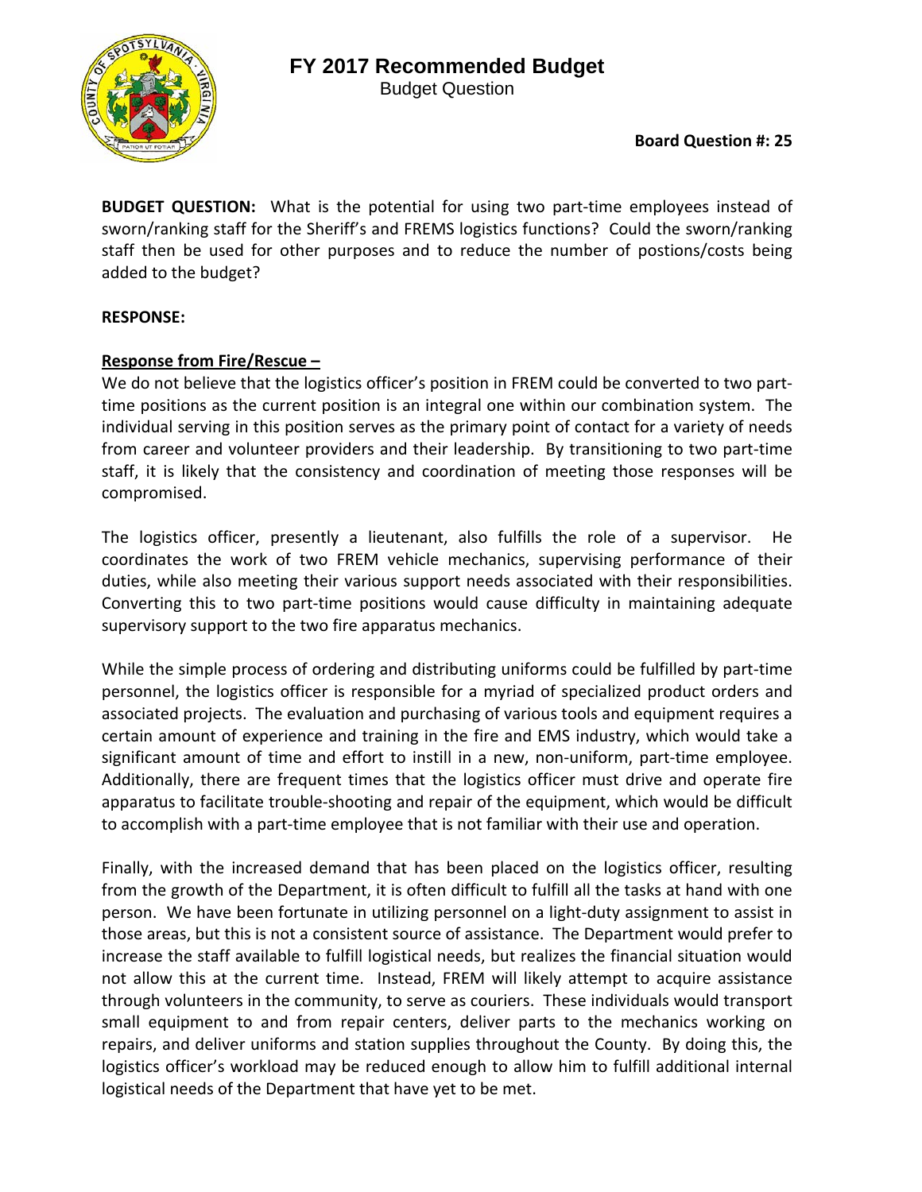# FY 2017 Recommended Budget

Budget Question

**Board Question #: 25**

**BUDGET QUESTION:** What is the potential for using two part-time employees instead of sworn/ranking staff for the Sheriff's and FREMS logistics functions? Could the sworn/ranking staff then be used for other purposes and to reduce the number of postions/costs being added to the budget?

**RESPONSE:**

**Response from Fire/Rescue –**

We do not believe that the logistics officer's position in FREM could be converted to two part-time positions as the current position is an integral one within our combination system. The individual serving in this position serves as the primary point of contact for a variety of needs from career and volunteer providers and their leadership. By transitioning to two part-time staff, it is likely that the consistency and coordination of meeting those responses will be compromised.

The logistics officer, presently a lieutenant, also fulfills the role of a supervisor. He coordinates the work of two FREM vehicle mechanics, supervising performance of their duties, while also meeting their various support needs associated with their responsibilities. Converting this to two part-time positions would cause difficulty in maintaining adequate supervisory support to the two fire apparatus mechanics.

While the simple process of ordering and distributing uniforms could be fulfilled by part-time personnel, the logistics officer is responsible for a myriad of specialized product orders and associated projects. The evaluation and purchasing of various tools and equipment requires a certain amount of experience and training in the fire and EMS industry, which would take a significant amount of time and effort to instill in a new, non-uniform, part-time employee. Additionally, there are frequent times that the logistics officer must drive and operate fire apparatus to facilitate trouble-shooting and repair of the equipment, which would be difficult to accomplish with a part-time employee that is not familiar with their use and operation.

Finally, with the increased demand that has been placed on the logistics officer, resulting from the growth of the Department, it is often difficult to fulfill all the tasks at hand with one person. We have been fortunate in utilizing personnel on a light-duty assignment to assist in those areas, but this is not a consistent source of assistance. The Department would prefer to increase the staff available to fulfill logistical needs, but realizes the financial situation would not allow this at the current time. Instead, FREM will likely attempt to acquire assistance through volunteers in the community, to serve as couriers. These individuals would transport small equipment to and from repair centers, deliver parts to the mechanics working on repairs, and deliver uniforms and station supplies throughout the County. By doing this, the logistics officer's workload may be reduced enough to allow him to fulfill additional internal logistical needs of the Department that have yet to be met.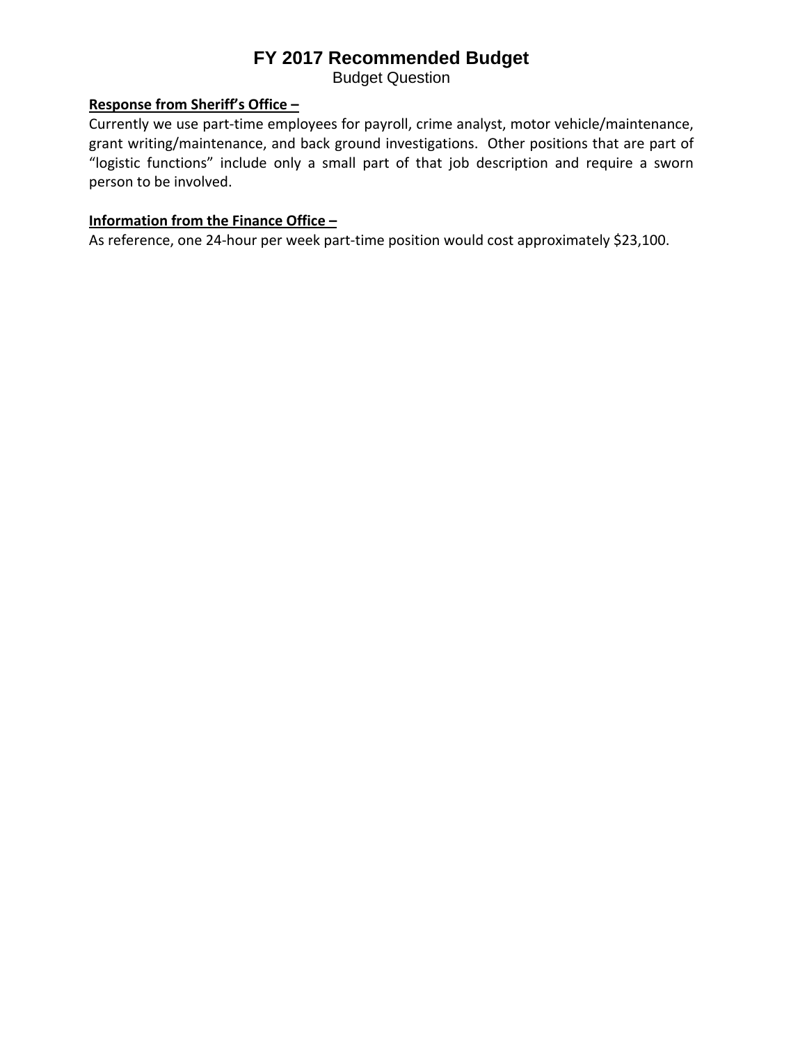# FY 2017 Recommended Budget

Budget Question

**Response from Sheriff's Office –**

Currently we use part-time employees for payroll, crime analyst, motor vehicle/maintenance, grant writing/maintenance, and back ground investigations. Other positions that are part of "logistic functions" include only a small part of that job description and require a sworn person to be involved.

**Information from the Finance Office –**

As reference, one 24-hour per week part-time position would cost approximately $23,100.